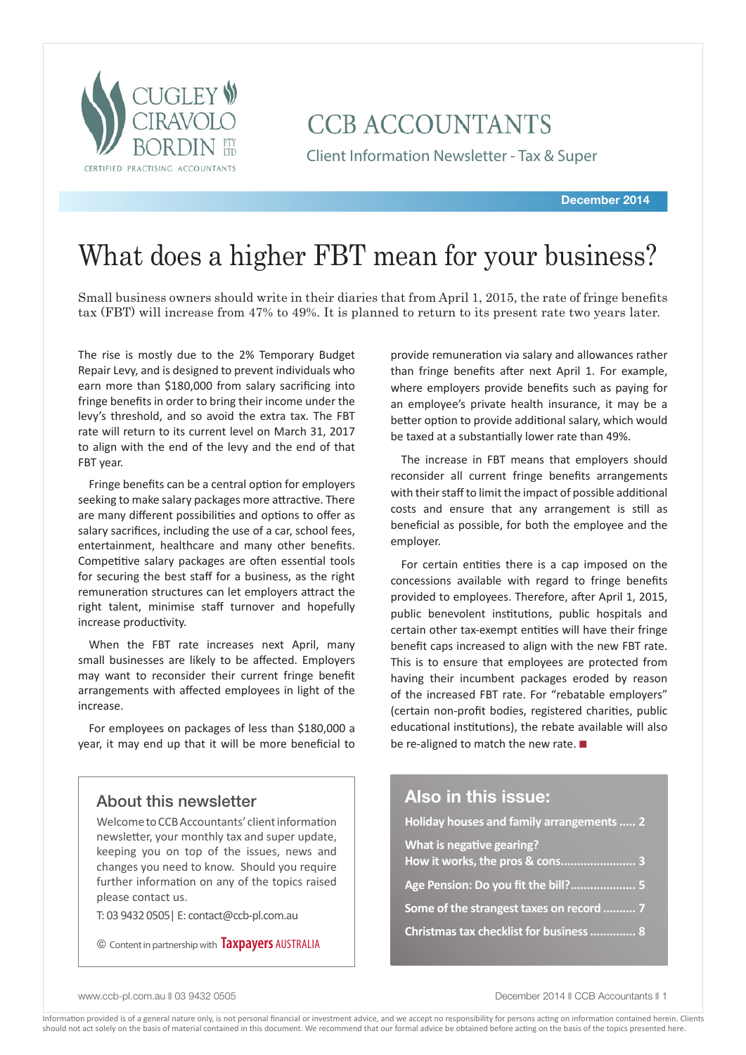CUGLEY CIRAVOLO BORDIN PTY LTD

CERTIFIED PRACTISING ACCOUNTANTS

# CCB ACCOUNTANTS

Client Information Newsletter - Tax & Super

**December 2014**

# What does a higher FBT mean for your business?

Small business owners should write in their diaries that from April 1, 2015, the rate of fringe benefits tax (FBT) will increase from 47% to 49%. It is planned to return to its present rate two years later.

The rise is mostly due to the 2% Temporary Budget Repair Levy, and is designed to prevent individuals who earn more than $180,000 from salary sacrificing into fringe benefits in order to bring their income under the levy's threshold, and so avoid the extra tax. The FBT rate will return to its current level on March 31, 2017 to align with the end of the levy and the end of that FBT year.

Fringe benefits can be a central option for employers seeking to make salary packages more attractive. There are many different possibilities and options to offer as salary sacrifices, including the use of a car, school fees, entertainment, healthcare and many other benefits. Competitive salary packages are often essential tools for securing the best staff for a business, as the right remuneration structures can let employers attract the right talent, minimise staff turnover and hopefully increase productivity.

When the FBT rate increases next April, many small businesses are likely to be affected. Employers may want to reconsider their current fringe benefit arrangements with affected employees in light of the increase.

For employees on packages of less than $180,000 a year, it may end up that it will be more beneficial to provide remuneration via salary and allowances rather than fringe benefits after next April 1. For example, where employers provide benefits such as paying for an employee's private health insurance, it may be a better option to provide additional salary, which would be taxed at a substantially lower rate than 49%.

The increase in FBT means that employers should reconsider all current fringe benefits arrangements with their staff to limit the impact of possible additional costs and ensure that any arrangement is still as beneficial as possible, for both the employee and the employer.

For certain entities there is a cap imposed on the concessions available with regard to fringe benefits provided to employees. Therefore, after April 1, 2015, public benevolent institutions, public hospitals and certain other tax-exempt entities will have their fringe benefit caps increased to align with the new FBT rate. This is to ensure that employees are protected from having their incumbent packages eroded by reason of the increased FBT rate. For "rebatable employers" (certain non-profit bodies, registered charities, public educational institutions), the rebate available will also be re-aligned to match the new rate. ■

## About this newsletter

Welcome to CCB Accountants' client information newsletter, your monthly tax and super update, keeping you on top of the issues, news and changes you need to know. Should you require further information on any of the topics raised please contact us.

T: 03 9432 0505 | E: contact@ccb-pl.com.au

© Content in partnership with Taxpayers AUSTRALIA

## Also in this issue:

- **Holiday houses and family arrangements ..... 2**
- **What is negative gearing? How it works, the pros & cons ..... 3**
- **Age Pension: Do you fit the bill? ..... 5**
- **Some of the strangest taxes on record ..... 7**
- **Christmas tax checklist for business ..... 8**

Information provided is of a general nature only, is not personal financial or investment advice, and we accept no responsibility for persons acting on information contained herein. Clients should not act solely on the basis of material contained in this document. We recommend that our formal advice be obtained before acting on the basis of the topics presented here.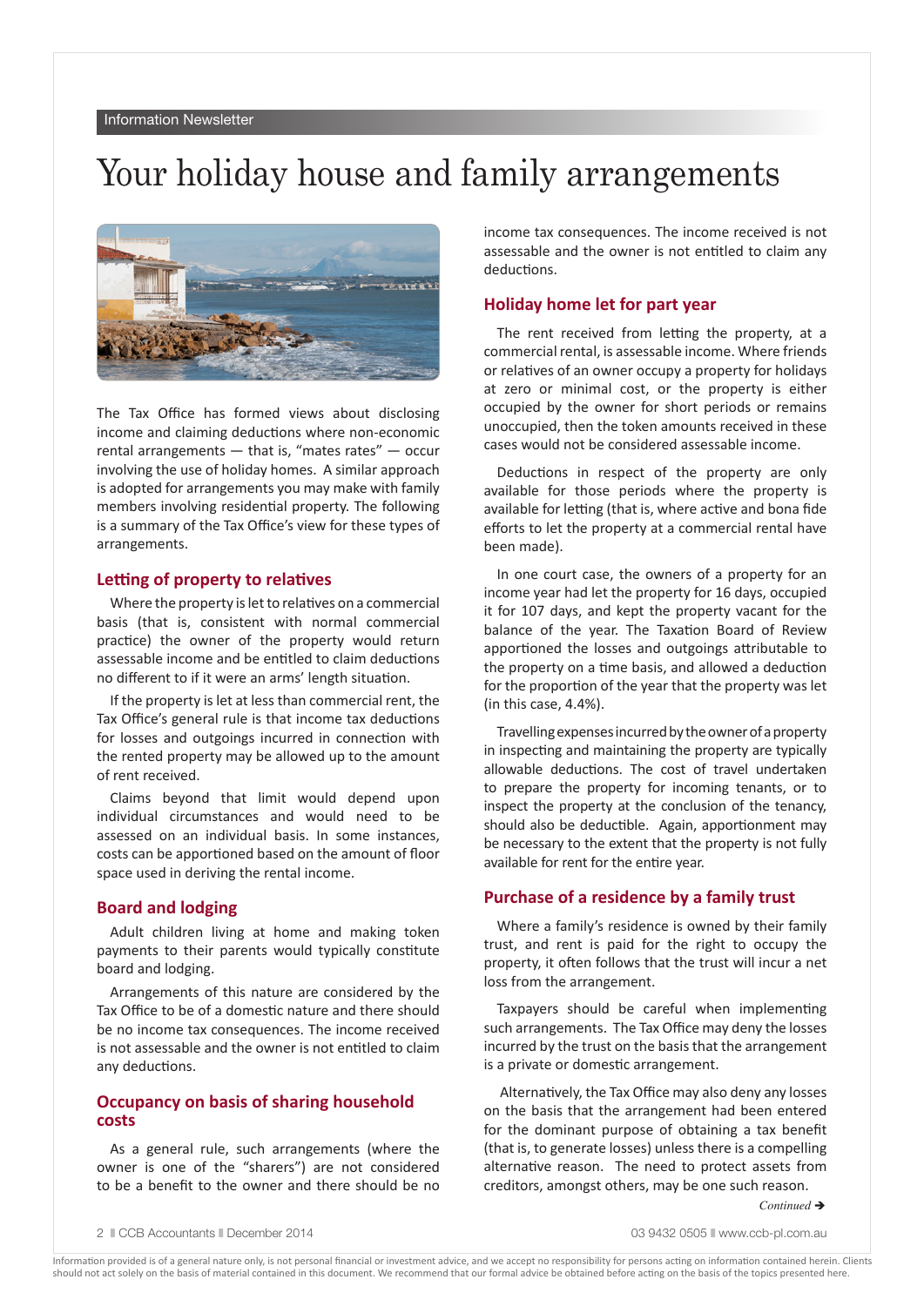# Your holiday house and family arrangements

The Tax Office has formed views about disclosing income and claiming deductions where non-economic rental arrangements — that is, "mates rates" — occur involving the use of holiday homes. A similar approach is adopted for arrangements you may make with family members involving residential property. The following is a summary of the Tax Office's view for these types of arrangements.

## Letting of property to relatives

Where the property is let to relatives on a commercial basis (that is, consistent with normal commercial practice) the owner of the property would return assessable income and be entitled to claim deductions no different to if it were an arms' length situation.

If the property is let at less than commercial rent, the Tax Office's general rule is that income tax deductions for losses and outgoings incurred in connection with the rented property may be allowed up to the amount of rent received.

Claims beyond that limit would depend upon individual circumstances and would need to be assessed on an individual basis. In some instances, costs can be apportioned based on the amount of floor space used in deriving the rental income.

## Board and lodging

Adult children living at home and making token payments to their parents would typically constitute board and lodging.

Arrangements of this nature are considered by the Tax Office to be of a domestic nature and there should be no income tax consequences. The income received is not assessable and the owner is not entitled to claim any deductions.

## Occupancy on basis of sharing household costs

As a general rule, such arrangements (where the owner is one of the "sharers") are not considered to be a benefit to the owner and there should be no income tax consequences. The income received is not assessable and the owner is not entitled to claim any deductions.

## Holiday home let for part year

The rent received from letting the property, at a commercial rental, is assessable income. Where friends or relatives of an owner occupy a property for holidays at zero or minimal cost, or the property is either occupied by the owner for short periods or remains unoccupied, then the token amounts received in these cases would not be considered assessable income.

Deductions in respect of the property are only available for those periods where the property is available for letting (that is, where active and bona fide efforts to let the property at a commercial rental have been made).

In one court case, the owners of a property for an income year had let the property for 16 days, occupied it for 107 days, and kept the property vacant for the balance of the year. The Taxation Board of Review apportioned the losses and outgoings attributable to the property on a time basis, and allowed a deduction for the proportion of the year that the property was let (in this case, 4.4%).

Travelling expenses incurred by the owner of a property in inspecting and maintaining the property are typically allowable deductions. The cost of travel undertaken to prepare the property for incoming tenants, or to inspect the property at the conclusion of the tenancy, should also be deductible. Again, apportionment may be necessary to the extent that the property is not fully available for rent for the entire year.

## Purchase of a residence by a family trust

Where a family's residence is owned by their family trust, and rent is paid for the right to occupy the property, it often follows that the trust will incur a net loss from the arrangement.

Taxpayers should be careful when implementing such arrangements. The Tax Office may deny the losses incurred by the trust on the basis that the arrangement is a private or domestic arrangement.

Alternatively, the Tax Office may also deny any losses on the basis that the arrangement had been entered for the dominant purpose of obtaining a tax benefit (that is, to generate losses) unless there is a compelling alternative reason. The need to protect assets from creditors, amongst others, may be one such reason.

*Continued* ➔

Information provided is of a general nature only, is not personal financial or investment advice, and we accept no responsibility for persons acting on information contained herein. Clients should not act solely on the basis of material contained in this document. We recommend that our formal advice be obtained before acting on the basis of the topics presented here.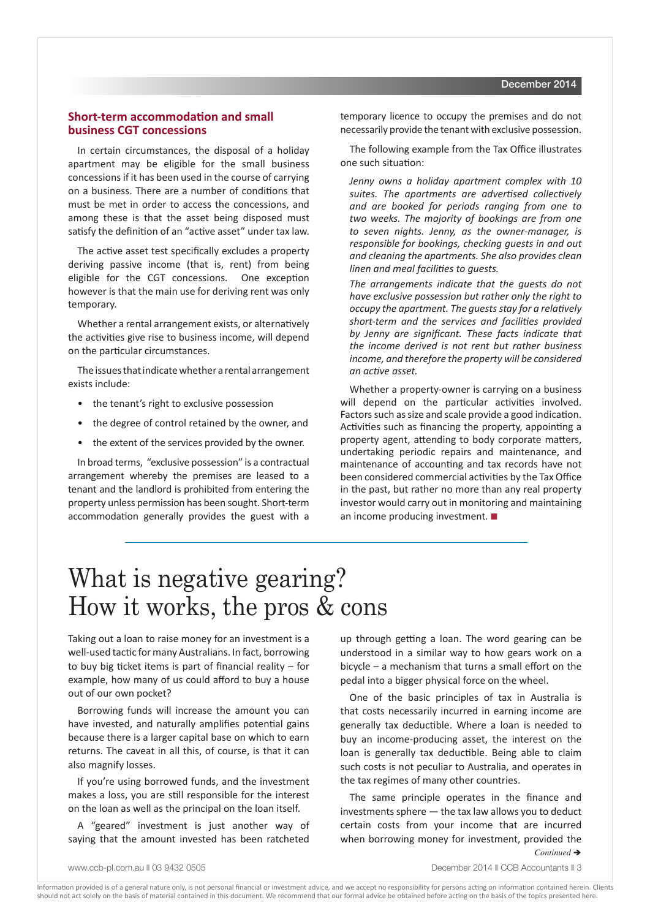## Short-term accommodation and small business CGT concessions

In certain circumstances, the disposal of a holiday apartment may be eligible for the small business concessions if it has been used in the course of carrying on a business. There are a number of conditions that must be met in order to access the concessions, and among these is that the asset being disposed must satisfy the definition of an "active asset" under tax law.

The active asset test specifically excludes a property deriving passive income (that is, rent) from being eligible for the CGT concessions. One exception however is that the main use for deriving rent was only temporary.

Whether a rental arrangement exists, or alternatively the activities give rise to business income, will depend on the particular circumstances.

The issues that indicate whether a rental arrangement exists include:

- the tenant's right to exclusive possession
- the degree of control retained by the owner, and
- the extent of the services provided by the owner.

In broad terms, "exclusive possession" is a contractual arrangement whereby the premises are leased to a tenant and the landlord is prohibited from entering the property unless permission has been sought. Short-term accommodation generally provides the guest with a temporary licence to occupy the premises and do not necessarily provide the tenant with exclusive possession.

The following example from the Tax Office illustrates one such situation:

*Jenny owns a holiday apartment complex with 10 suites. The apartments are advertised collectively and are booked for periods ranging from one to two weeks. The majority of bookings are from one to seven nights. Jenny, as the owner-manager, is responsible for bookings, checking guests in and out and cleaning the apartments. She also provides clean linen and meal facilities to guests.*

*The arrangements indicate that the guests do not have exclusive possession but rather only the right to occupy the apartment. The guests stay for a relatively short-term and the services and facilities provided by Jenny are significant. These facts indicate that the income derived is not rent but rather business income, and therefore the property will be considered an active asset.*

Whether a property-owner is carrying on a business will depend on the particular activities involved. Factors such as size and scale provide a good indication. Activities such as financing the property, appointing a property agent, attending to body corporate matters, undertaking periodic repairs and maintenance, and maintenance of accounting and tax records have not been considered commercial activities by the Tax Office in the past, but rather no more than any real property investor would carry out in monitoring and maintaining an income producing investment. ■

# What is negative gearing? How it works, the pros & cons

Taking out a loan to raise money for an investment is a well-used tactic for many Australians. In fact, borrowing to buy big ticket items is part of financial reality – for example, how many of us could afford to buy a house out of our own pocket?

Borrowing funds will increase the amount you can have invested, and naturally amplifies potential gains because there is a larger capital base on which to earn returns. The caveat in all this, of course, is that it can also magnify losses.

If you're using borrowed funds, and the investment makes a loss, you are still responsible for the interest on the loan as well as the principal on the loan itself.

A "geared" investment is just another way of saying that the amount invested has been ratcheted up through getting a loan. The word gearing can be understood in a similar way to how gears work on a bicycle – a mechanism that turns a small effort on the pedal into a bigger physical force on the wheel.

One of the basic principles of tax in Australia is that costs necessarily incurred in earning income are generally tax deductible. Where a loan is needed to buy an income-producing asset, the interest on the loan is generally tax deductible. Being able to claim such costs is not peculiar to Australia, and operates in the tax regimes of many other countries.

The same principle operates in the finance and investments sphere — the tax law allows you to deduct certain costs from your income that are incurred when borrowing money for investment, provided the

*Continued ➔*

Information provided is of a general nature only, is not personal financial or investment advice, and we accept no responsibility for persons acting on information contained herein. Clients should not act solely on the basis of material contained in this document. We recommend that our formal advice be obtained before acting on the basis of the topics presented here.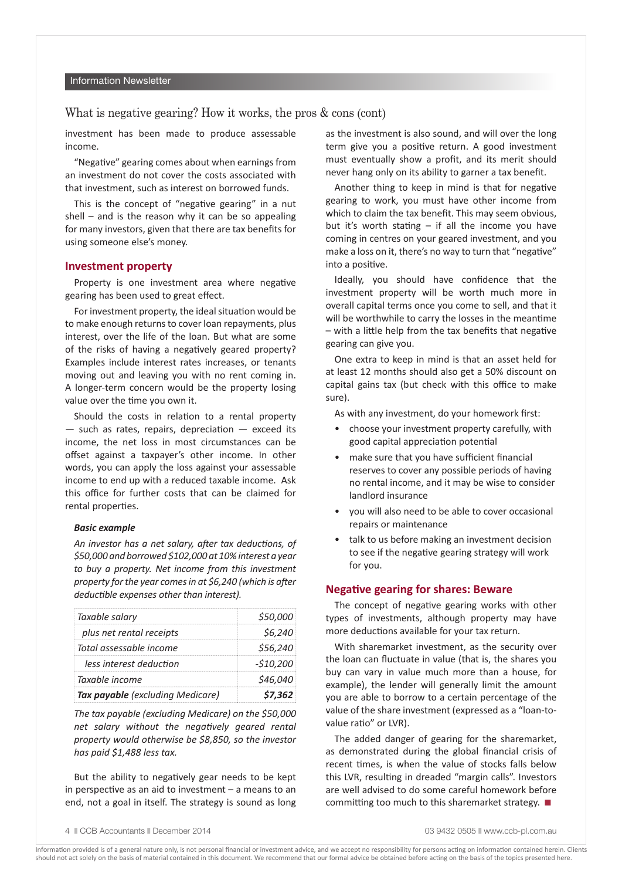## What is negative gearing? How it works, the pros & cons (cont)

investment has been made to produce assessable income.

"Negative" gearing comes about when earnings from an investment do not cover the costs associated with that investment, such as interest on borrowed funds.

This is the concept of "negative gearing" in a nut shell – and is the reason why it can be so appealing for many investors, given that there are tax benefits for using someone else's money.

### Investment property

Property is one investment area where negative gearing has been used to great effect.

For investment property, the ideal situation would be to make enough returns to cover loan repayments, plus interest, over the life of the loan. But what are some of the risks of having a negatively geared property? Examples include interest rates increases, or tenants moving out and leaving you with no rent coming in. A longer-term concern would be the property losing value over the time you own it.

Should the costs in relation to a rental property — such as rates, repairs, depreciation — exceed its income, the net loss in most circumstances can be offset against a taxpayer's other income. In other words, you can apply the loss against your assessable income to end up with a reduced taxable income. Ask this office for further costs that can be claimed for rental properties.

***Basic example***

*An investor has a net salary, after tax deductions, of $50,000 and borrowed $102,000 at 10% interest a year to buy a property. Net income from this investment property for the year comes in at $6,240 (which is after deductible expenses other than interest).*

| | |
|---|---|
| *Taxable salary* | *$50,000* |
| *plus net rental receipts* | *$6,240* |
| *Total assessable income* | *$56,240* |
| *less interest deduction* | *-$10,200* |
| *Taxable income* | *$46,040* |
| ***Tax payable** (excluding Medicare)* | ***$7,362*** |

*The tax payable (excluding Medicare) on the $50,000 net salary without the negatively geared rental property would otherwise be $8,850, so the investor has paid $1,488 less tax.*

But the ability to negatively gear needs to be kept in perspective as an aid to investment – a means to an end, not a goal in itself. The strategy is sound as long as the investment is also sound, and will over the long term give you a positive return. A good investment must eventually show a profit, and its merit should never hang only on its ability to garner a tax benefit.

Another thing to keep in mind is that for negative gearing to work, you must have other income from which to claim the tax benefit. This may seem obvious, but it's worth stating – if all the income you have coming in centres on your geared investment, and you make a loss on it, there's no way to turn that "negative" into a positive.

Ideally, you should have confidence that the investment property will be worth much more in overall capital terms once you come to sell, and that it will be worthwhile to carry the losses in the meantime – with a little help from the tax benefits that negative gearing can give you.

One extra to keep in mind is that an asset held for at least 12 months should also get a 50% discount on capital gains tax (but check with this office to make sure).

As with any investment, do your homework first:

- choose your investment property carefully, with good capital appreciation potential
- make sure that you have sufficient financial reserves to cover any possible periods of having no rental income, and it may be wise to consider landlord insurance
- you will also need to be able to cover occasional repairs or maintenance
- talk to us before making an investment decision to see if the negative gearing strategy will work for you.

### Negative gearing for shares: Beware

The concept of negative gearing works with other types of investments, although property may have more deductions available for your tax return.

With sharemarket investment, as the security over the loan can fluctuate in value (that is, the shares you buy can vary in value much more than a house, for example), the lender will generally limit the amount you are able to borrow to a certain percentage of the value of the share investment (expressed as a "loan-to-value ratio" or LVR).

The added danger of gearing for the sharemarket, as demonstrated during the global financial crisis of recent times, is when the value of stocks falls below this LVR, resulting in dreaded "margin calls". Investors are well advised to do some careful homework before committing too much to this sharemarket strategy. ■

Information provided is of a general nature only, is not personal financial or investment advice, and we accept no responsibility for persons acting on information contained herein. Clients should not act solely on the basis of material contained in this document. We recommend that our formal advice be obtained before acting on the basis of the topics presented here.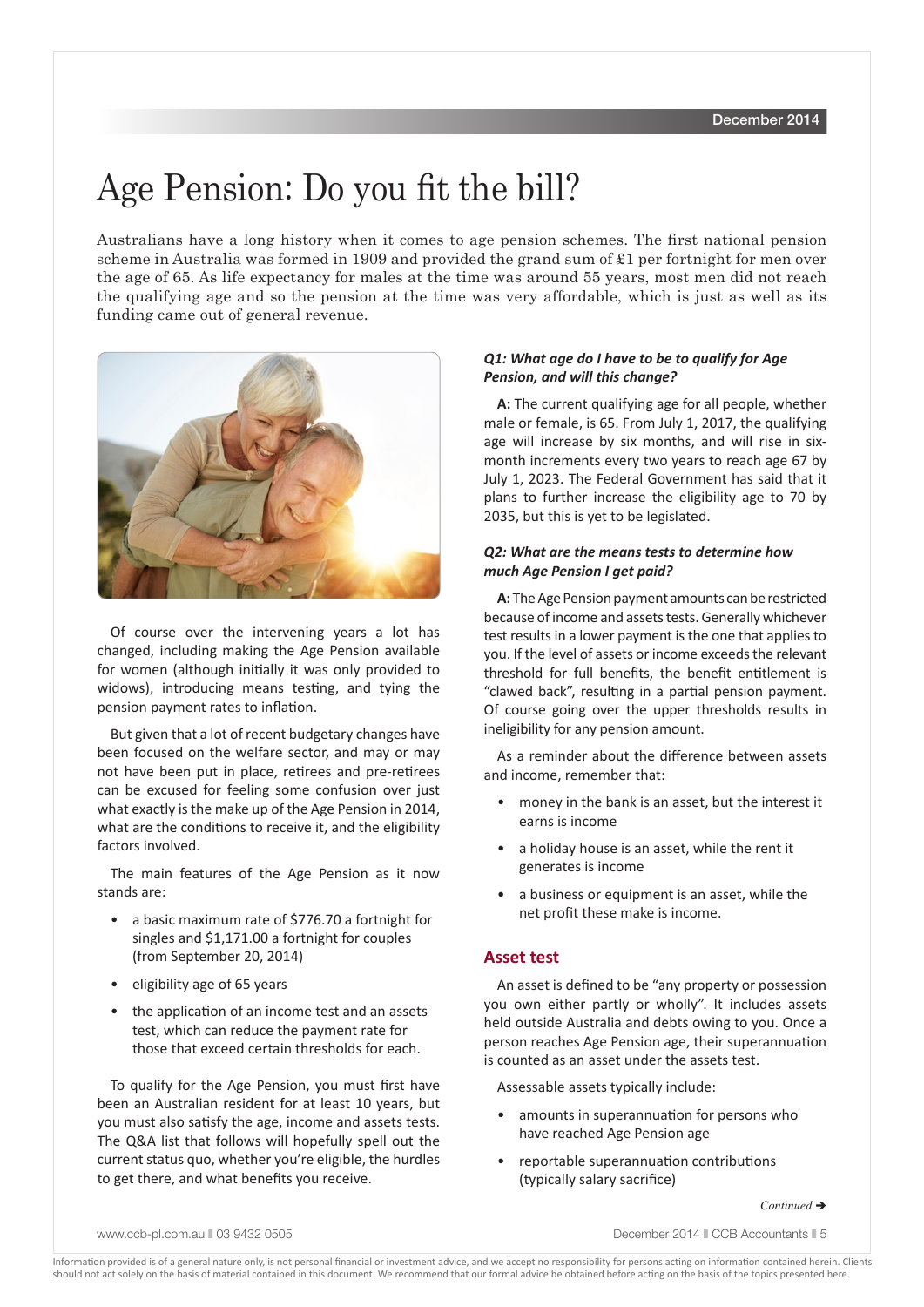# Age Pension: Do you fit the bill?

Australians have a long history when it comes to age pension schemes. The first national pension scheme in Australia was formed in 1909 and provided the grand sum of £1 per fortnight for men over the age of 65. As life expectancy for males at the time was around 55 years, most men did not reach the qualifying age and so the pension at the time was very affordable, which is just as well as its funding came out of general revenue.

Of course over the intervening years a lot has changed, including making the Age Pension available for women (although initially it was only provided to widows), introducing means testing, and tying the pension payment rates to inflation.

But given that a lot of recent budgetary changes have been focused on the welfare sector, and may or may not have been put in place, retirees and pre-retirees can be excused for feeling some confusion over just what exactly is the make up of the Age Pension in 2014, what are the conditions to receive it, and the eligibility factors involved.

The main features of the Age Pension as it now stands are:

- a basic maximum rate of $776.70 a fortnight for singles and $1,171.00 a fortnight for couples (from September 20, 2014)
- eligibility age of 65 years
- the application of an income test and an assets test, which can reduce the payment rate for those that exceed certain thresholds for each.

To qualify for the Age Pension, you must first have been an Australian resident for at least 10 years, but you must also satisfy the age, income and assets tests. The Q&A list that follows will hopefully spell out the current status quo, whether you're eligible, the hurdles to get there, and what benefits you receive.

***Q1: What age do I have to be to qualify for Age Pension, and will this change?***

**A:** The current qualifying age for all people, whether male or female, is 65. From July 1, 2017, the qualifying age will increase by six months, and will rise in six-month increments every two years to reach age 67 by July 1, 2023. The Federal Government has said that it plans to further increase the eligibility age to 70 by 2035, but this is yet to be legislated.

***Q2: What are the means tests to determine how much Age Pension I get paid?***

**A:** The Age Pension payment amounts can be restricted because of income and assets tests. Generally whichever test results in a lower payment is the one that applies to you. If the level of assets or income exceeds the relevant threshold for full benefits, the benefit entitlement is "clawed back", resulting in a partial pension payment. Of course going over the upper thresholds results in ineligibility for any pension amount.

As a reminder about the difference between assets and income, remember that:

- money in the bank is an asset, but the interest it earns is income
- a holiday house is an asset, while the rent it generates is income
- a business or equipment is an asset, while the net profit these make is income.

## Asset test

An asset is defined to be "any property or possession you own either partly or wholly". It includes assets held outside Australia and debts owing to you. Once a person reaches Age Pension age, their superannuation is counted as an asset under the assets test.

Assessable assets typically include:

- amounts in superannuation for persons who have reached Age Pension age
- reportable superannuation contributions (typically salary sacrifice)

*Continued ➔*

Information provided is of a general nature only, is not personal financial or investment advice, and we accept no responsibility for persons acting on information contained herein. Clients should not act solely on the basis of material contained in this document. We recommend that our formal advice be obtained before acting on the basis of the topics presented here.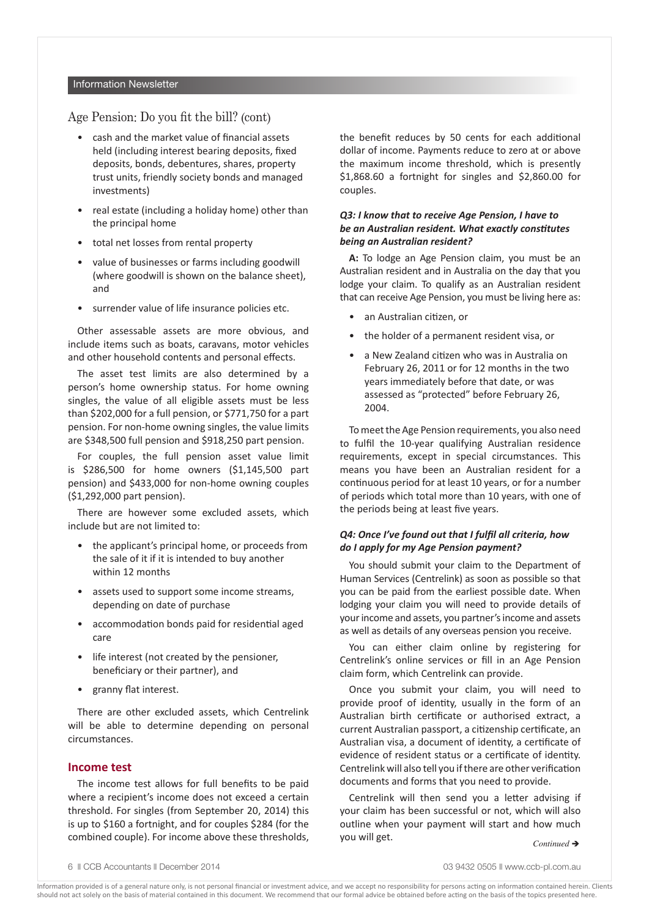## Age Pension: Do you fit the bill? (cont)

- cash and the market value of financial assets held (including interest bearing deposits, fixed deposits, bonds, debentures, shares, property trust units, friendly society bonds and managed investments)
- real estate (including a holiday home) other than the principal home
- total net losses from rental property
- value of businesses or farms including goodwill (where goodwill is shown on the balance sheet), and
- surrender value of life insurance policies etc.

Other assessable assets are more obvious, and include items such as boats, caravans, motor vehicles and other household contents and personal effects.

The asset test limits are also determined by a person's home ownership status. For home owning singles, the value of all eligible assets must be less than $202,000 for a full pension, or $771,750 for a part pension. For non-home owning singles, the value limits are $348,500 full pension and $918,250 part pension.

For couples, the full pension asset value limit is $286,500 for home owners ($1,145,500 part pension) and $433,000 for non-home owning couples ($1,292,000 part pension).

There are however some excluded assets, which include but are not limited to:

- the applicant's principal home, or proceeds from the sale of it if it is intended to buy another within 12 months
- assets used to support some income streams, depending on date of purchase
- accommodation bonds paid for residential aged care
- life interest (not created by the pensioner, beneficiary or their partner), and
- granny flat interest.

There are other excluded assets, which Centrelink will be able to determine depending on personal circumstances.

### Income test

The income test allows for full benefits to be paid where a recipient's income does not exceed a certain threshold. For singles (from September 20, 2014) this is up to $160 a fortnight, and for couples $284 (for the combined couple). For income above these thresholds, the benefit reduces by 50 cents for each additional dollar of income. Payments reduce to zero at or above the maximum income threshold, which is presently $1,868.60 a fortnight for singles and $2,860.00 for couples.

***Q3: I know that to receive Age Pension, I have to be an Australian resident. What exactly constitutes being an Australian resident?***

**A:** To lodge an Age Pension claim, you must be an Australian resident and in Australia on the day that you lodge your claim. To qualify as an Australian resident that can receive Age Pension, you must be living here as:

- an Australian citizen, or
- the holder of a permanent resident visa, or
- a New Zealand citizen who was in Australia on February 26, 2011 or for 12 months in the two years immediately before that date, or was assessed as "protected" before February 26, 2004.

To meet the Age Pension requirements, you also need to fulfil the 10-year qualifying Australian residence requirements, except in special circumstances. This means you have been an Australian resident for a continuous period for at least 10 years, or for a number of periods which total more than 10 years, with one of the periods being at least five years.

***Q4: Once I've found out that I fulfil all criteria, how do I apply for my Age Pension payment?***

You should submit your claim to the Department of Human Services (Centrelink) as soon as possible so that you can be paid from the earliest possible date. When lodging your claim you will need to provide details of your income and assets, you partner's income and assets as well as details of any overseas pension you receive.

You can either claim online by registering for Centrelink's online services or fill in an Age Pension claim form, which Centrelink can provide.

Once you submit your claim, you will need to provide proof of identity, usually in the form of an Australian birth certificate or authorised extract, a current Australian passport, a citizenship certificate, an Australian visa, a document of identity, a certificate of evidence of resident status or a certificate of identity. Centrelink will also tell you if there are other verification documents and forms that you need to provide.

Centrelink will then send you a letter advising if your claim has been successful or not, which will also outline when your payment will start and how much you will get.

*Continued ➔*

Information provided is of a general nature only, is not personal financial or investment advice, and we accept no responsibility for persons acting on information contained herein. Clients should not act solely on the basis of material contained in this document. We recommend that our formal advice be obtained before acting on the basis of the topics presented here.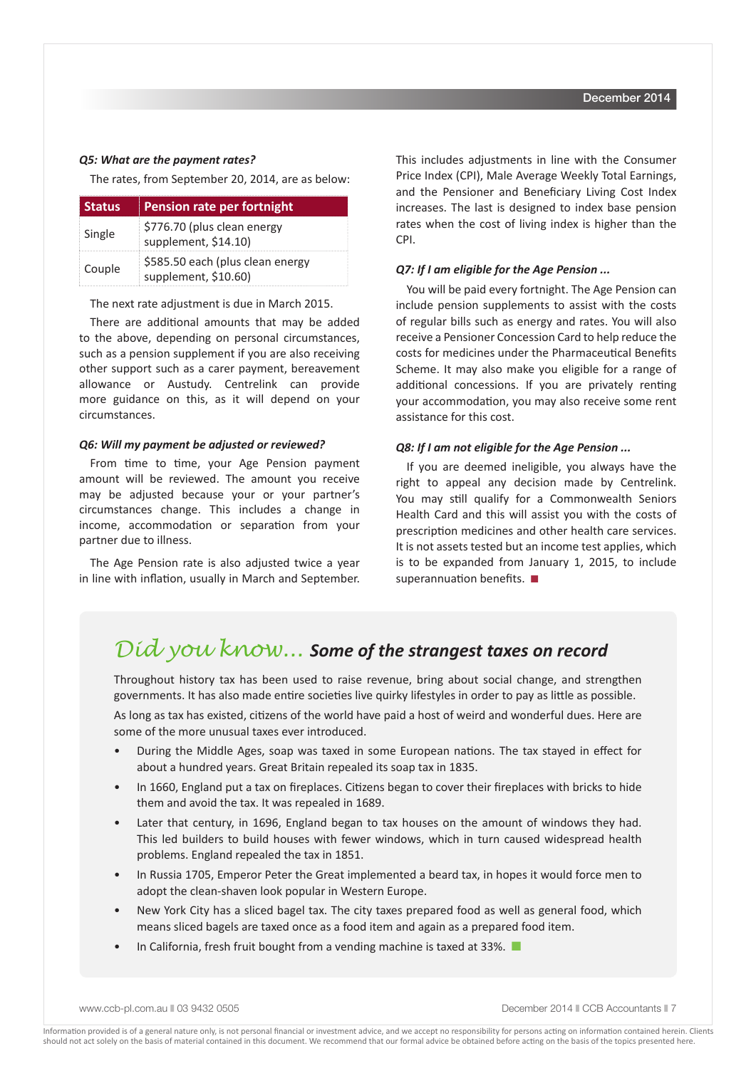### *Q5: What are the payment rates?*

The rates, from September 20, 2014, are as below:

| Status | Pension rate per fortnight |
|---|---|
| Single | $776.70 (plus clean energy supplement, $14.10) |
| Couple | $585.50 each (plus clean energy supplement, $10.60) |

The next rate adjustment is due in March 2015.

There are additional amounts that may be added to the above, depending on personal circumstances, such as a pension supplement if you are also receiving other support such as a carer payment, bereavement allowance or Austudy. Centrelink can provide more guidance on this, as it will depend on your circumstances.

### *Q6: Will my payment be adjusted or reviewed?*

From time to time, your Age Pension payment amount will be reviewed. The amount you receive may be adjusted because your or your partner's circumstances change. This includes a change in income, accommodation or separation from your partner due to illness.

The Age Pension rate is also adjusted twice a year in line with inflation, usually in March and September. This includes adjustments in line with the Consumer Price Index (CPI), Male Average Weekly Total Earnings, and the Pensioner and Beneficiary Living Cost Index increases. The last is designed to index base pension rates when the cost of living index is higher than the CPI.

### *Q7: If I am eligible for the Age Pension ...*

You will be paid every fortnight. The Age Pension can include pension supplements to assist with the costs of regular bills such as energy and rates. You will also receive a Pensioner Concession Card to help reduce the costs for medicines under the Pharmaceutical Benefits Scheme. It may also make you eligible for a range of additional concessions. If you are privately renting your accommodation, you may also receive some rent assistance for this cost.

### *Q8: If I am not eligible for the Age Pension ...*

If you are deemed ineligible, you always have the right to appeal any decision made by Centrelink. You may still qualify for a Commonwealth Seniors Health Card and this will assist you with the costs of prescription medicines and other health care services. It is not assets tested but an income test applies, which is to be expanded from January 1, 2015, to include superannuation benefits. ■

## *Did you know...* ***Some of the strangest taxes on record***

Throughout history tax has been used to raise revenue, bring about social change, and strengthen governments. It has also made entire societies live quirky lifestyles in order to pay as little as possible.

As long as tax has existed, citizens of the world have paid a host of weird and wonderful dues. Here are some of the more unusual taxes ever introduced.

- During the Middle Ages, soap was taxed in some European nations. The tax stayed in effect for about a hundred years. Great Britain repealed its soap tax in 1835.
- In 1660, England put a tax on fireplaces. Citizens began to cover their fireplaces with bricks to hide them and avoid the tax. It was repealed in 1689.
- Later that century, in 1696, England began to tax houses on the amount of windows they had. This led builders to build houses with fewer windows, which in turn caused widespread health problems. England repealed the tax in 1851.
- In Russia 1705, Emperor Peter the Great implemented a beard tax, in hopes it would force men to adopt the clean-shaven look popular in Western Europe.
- New York City has a sliced bagel tax. The city taxes prepared food as well as general food, which means sliced bagels are taxed once as a food item and again as a prepared food item.
- In California, fresh fruit bought from a vending machine is taxed at 33%. ■

Information provided is of a general nature only, is not personal financial or investment advice, and we accept no responsibility for persons acting on information contained herein. Clients should not act solely on the basis of material contained in this document. We recommend that our formal advice be obtained before acting on the basis of the topics presented here.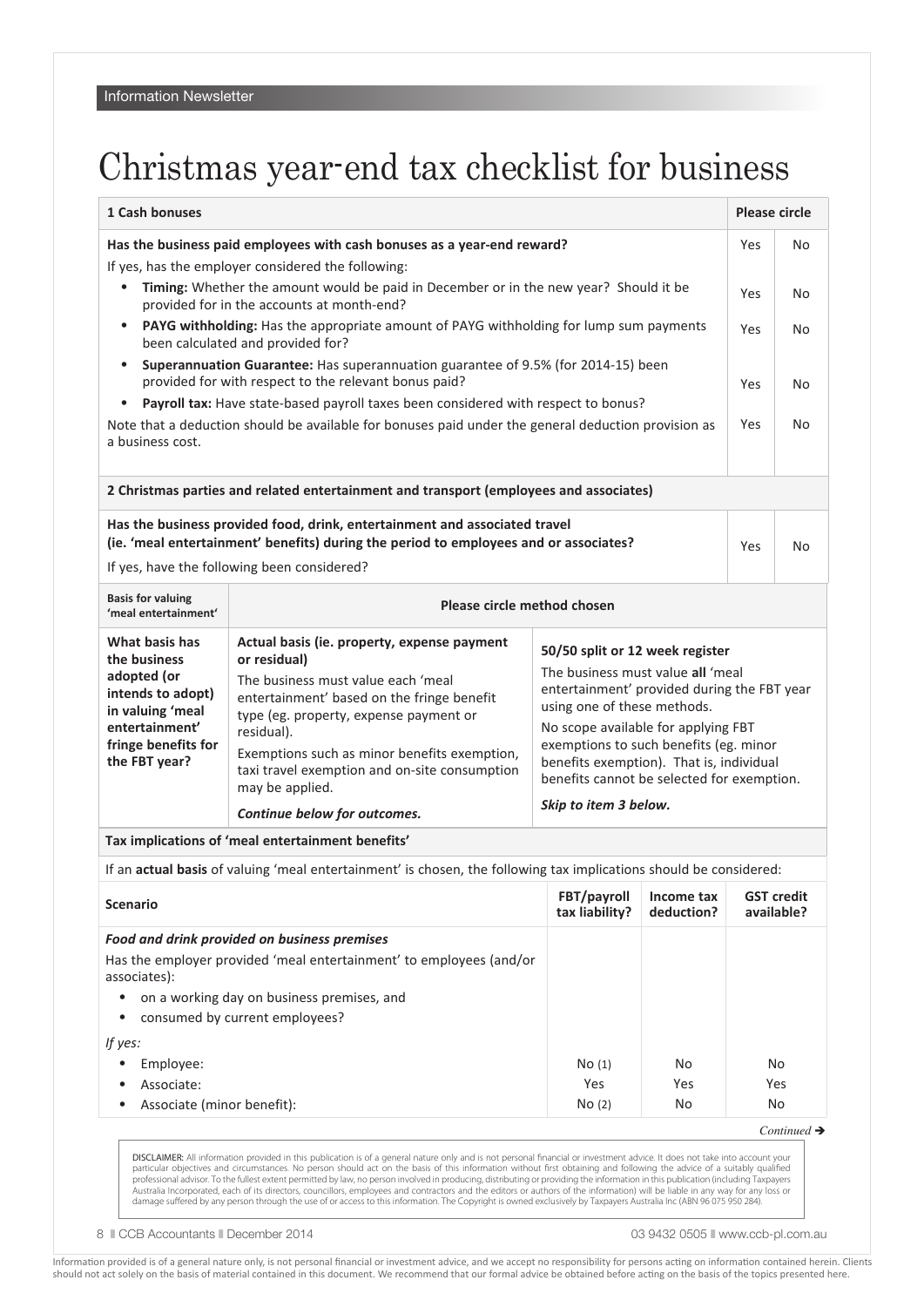# Christmas year-end tax checklist for business

| 1 Cash bonuses | Please circle | |
|---|---|---|
| **Has the business paid employees with cash bonuses as a year-end reward?** | Yes | No |
| If yes, has the employer considered the following: | | |
| • **Timing:** Whether the amount would be paid in December or in the new year? Should it be provided for in the accounts at month-end? | Yes | No |
| • **PAYG withholding:** Has the appropriate amount of PAYG withholding for lump sum payments been calculated and provided for? | Yes | No |
| • **Superannuation Guarantee:** Has superannuation guarantee of 9.5% (for 2014-15) been provided for with respect to the relevant bonus paid? | Yes | No |
| • **Payroll tax:** Have state-based payroll taxes been considered with respect to bonus? | Yes | No |
| Note that a deduction should be available for bonuses paid under the general deduction provision as a business cost. | | |

| 2 Christmas parties and related entertainment and transport (employees and associates) | | |
|---|---|---|
| **Has the business provided food, drink, entertainment and associated travel (ie. 'meal entertainment' benefits) during the period to employees and or associates?** | Yes | No |
| If yes, have the following been considered? | | |

| Basis for valuing 'meal entertainment' | Please circle method chosen | |
|---|---|---|
| **What basis has the business adopted (or intends to adopt) in valuing 'meal entertainment' fringe benefits for the FBT year?** | **Actual basis (ie. property, expense payment or residual)**<br>The business must value each 'meal entertainment' based on the fringe benefit type (eg. property, expense payment or residual).<br>Exemptions such as minor benefits exemption, taxi travel exemption and on-site consumption may be applied.<br>***Continue below for outcomes.*** | **50/50 split or 12 week register**<br>The business must value **all** 'meal entertainment' provided during the FBT year using one of these methods.<br>No scope available for applying FBT exemptions to such benefits (eg. minor benefits exemption). That is, individual benefits cannot be selected for exemption.<br>***Skip to item 3 below.*** |

**Tax implications of 'meal entertainment benefits'**

If an **actual basis** of valuing 'meal entertainment' is chosen, the following tax implications should be considered:

| Scenario | FBT/payroll tax liability? | Income tax deduction? | GST credit available? |
|---|---|---|---|
| ***Food and drink provided on business premises***<br>Has the employer provided 'meal entertainment' to employees (and/or associates):<br>• on a working day on business premises, and<br>• consumed by current employees? | | | |
| *If yes:* | | | |
| • Employee: | No (1) | No | No |
| • Associate: | Yes | Yes | Yes |
| • Associate (minor benefit): | No (2) | No | No |

*Continued →*

DISCLAIMER: All information provided in this publication is of a general nature only and is not personal financial or investment advice. It does not take into account your particular objectives and circumstances. No person should act on the basis of this information without first obtaining and following the advice of a suitably qualified professional advisor. To the fullest extent permitted by law, no person involved in producing, distributing or providing the information in this publication (including Taxpayers Australia Incorporated, each of its directors, councillors, employees and contractors and the editors or authors of the information) will be liable in any way for any loss or damage suffered by any person through the use of or access to this information. The Copyright is owned exclusively by Taxpayers Australia Inc (ABN 96 075 950 284).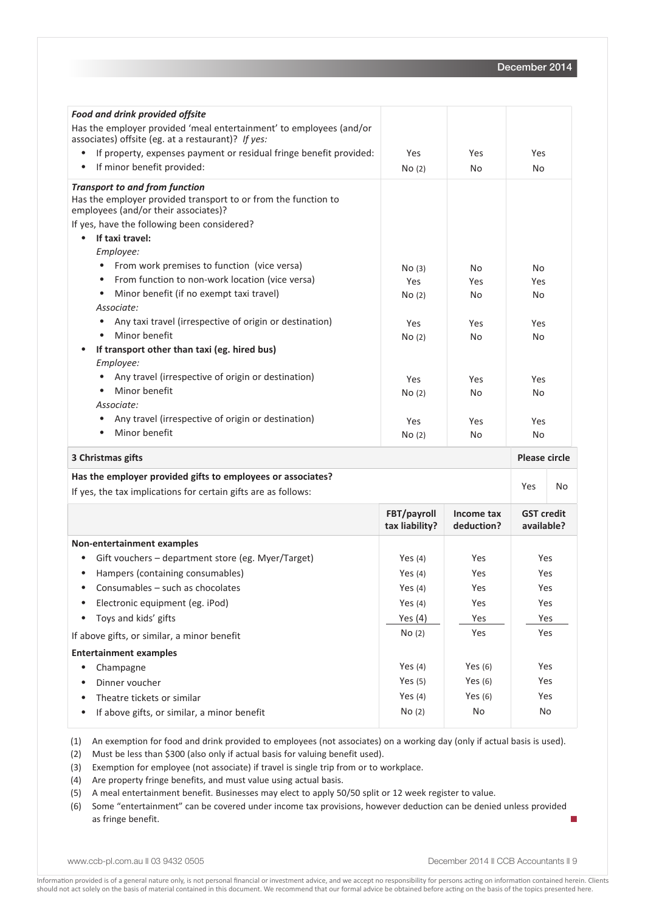| | | | |
|---|---|---|---|
| ***Food and drink provided offsite*** | | | |
| Has the employer provided 'meal entertainment' to employees (and/or associates) offsite (eg. at a restaurant)? *If yes:* | | | |
| • If property, expenses payment or residual fringe benefit provided: | Yes | Yes | Yes |
| • If minor benefit provided: | No (2) | No | No |
| ***Transport to and from function*** | | | |
| Has the employer provided transport to or from the function to employees (and/or their associates)? | | | |
| If yes, have the following been considered? | | | |
| • **If taxi travel:** | | | |
| *Employee:* | | | |
| • From work premises to function (vice versa) | No (3) | No | No |
| • From function to non-work location (vice versa) | Yes | Yes | Yes |
| • Minor benefit (if no exempt taxi travel) | No (2) | No | No |
| *Associate:* | | | |
| • Any taxi travel (irrespective of origin or destination) | Yes | Yes | Yes |
| • Minor benefit | No (2) | No | No |
| • **If transport other than taxi (eg. hired bus)** | | | |
| *Employee:* | | | |
| • Any travel (irrespective of origin or destination) | Yes | Yes | Yes |
| • Minor benefit | No (2) | No | No |
| *Associate:* | | | |
| • Any travel (irrespective of origin or destination) | Yes | Yes | Yes |
| • Minor benefit | No (2) | No | No |

| **3 Christmas gifts** | | | **Please circle** |
|---|---|---|---|
| **Has the employer provided gifts to employees or associates?** If yes, the tax implications for certain gifts are as follows: | | | Yes No |
| | **FBT/payroll tax liability?** | **Income tax deduction?** | **GST credit available?** |
| **Non-entertainment examples** | | | |
| • Gift vouchers – department store (eg. Myer/Target) | Yes (4) | Yes | Yes |
| • Hampers (containing consumables) | Yes (4) | Yes | Yes |
| • Consumables – such as chocolates | Yes (4) | Yes | Yes |
| • Electronic equipment (eg. iPod) | Yes (4) | Yes | Yes |
| • Toys and kids' gifts | Yes (4) | Yes | Yes |
| If above gifts, or similar, a minor benefit | No (2) | Yes | Yes |
| **Entertainment examples** | | | |
| • Champagne | Yes (4) | Yes (6) | Yes |
| • Dinner voucher | Yes (5) | Yes (6) | Yes |
| • Theatre tickets or similar | Yes (4) | Yes (6) | Yes |
| • If above gifts, or similar, a minor benefit | No (2) | No | No |

(1) An exemption for food and drink provided to employees (not associates) on a working day (only if actual basis is used).
(2) Must be less than $300 (also only if actual basis for valuing benefit used).
(3) Exemption for employee (not associate) if travel is single trip from or to workplace.
(4) Are property fringe benefits, and must value using actual basis.
(5) A meal entertainment benefit. Businesses may elect to apply 50/50 split or 12 week register to value.
(6) Some "entertainment" can be covered under income tax provisions, however deduction can be denied unless provided as fringe benefit.

Information provided is of a general nature only, is not personal financial or investment advice, and we accept no responsibility for persons acting on information contained herein. Clients should not act solely on the basis of material contained in this document. We recommend that our formal advice be obtained before acting on the basis of the topics presented here.